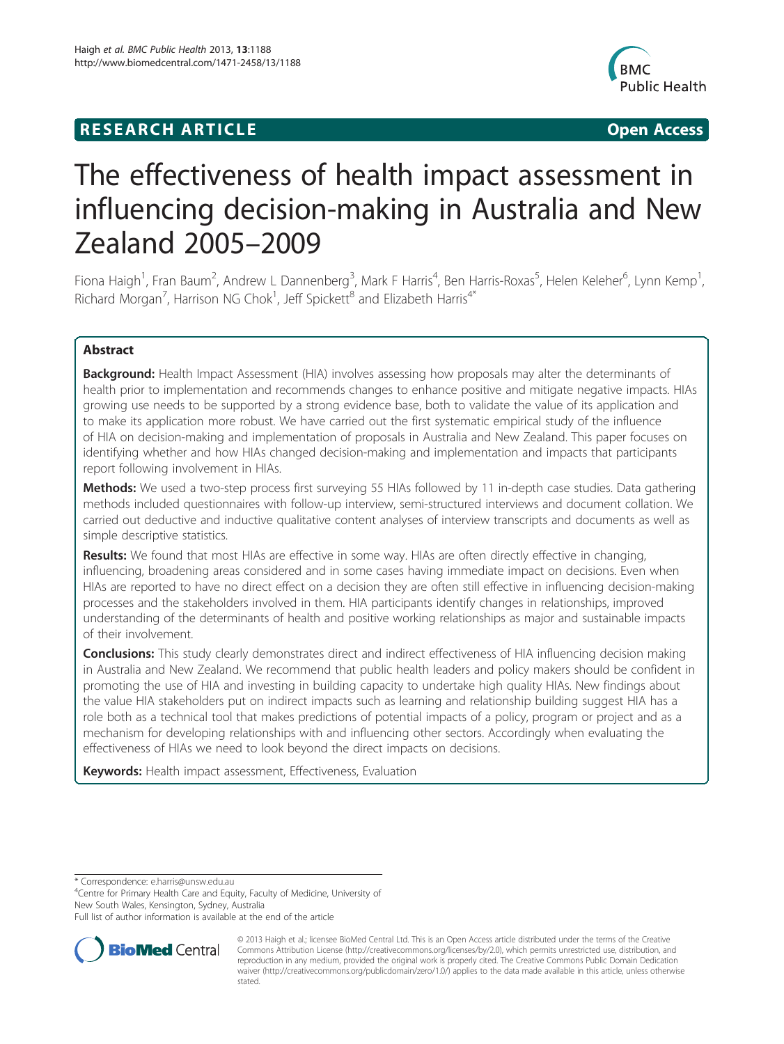**RESEARCH ARTICLE** **Open Access**

# The effectiveness of health impact assessment in influencing decision-making in Australia and New Zealand 2005–2009

Fiona Haigh[1], Fran Baum[2], Andrew L Dannenberg[3], Mark F Harris[4], Ben Harris-Roxas[5], Helen Keleher[6], Lynn Kemp[1], Richard Morgan[7], Harrison NG Chok[1], Jeff Spickett[8] and Elizabeth Harris[4*]

## Abstract

**Background:** Health Impact Assessment (HIA) involves assessing how proposals may alter the determinants of health prior to implementation and recommends changes to enhance positive and mitigate negative impacts. HIAs growing use needs to be supported by a strong evidence base, both to validate the value of its application and to make its application more robust. We have carried out the first systematic empirical study of the influence of HIA on decision-making and implementation of proposals in Australia and New Zealand. This paper focuses on identifying whether and how HIAs changed decision-making and implementation and impacts that participants report following involvement in HIAs.

**Methods:** We used a two-step process first surveying 55 HIAs followed by 11 in-depth case studies. Data gathering methods included questionnaires with follow-up interview, semi-structured interviews and document collation. We carried out deductive and inductive qualitative content analyses of interview transcripts and documents as well as simple descriptive statistics.

**Results:** We found that most HIAs are effective in some way. HIAs are often directly effective in changing, influencing, broadening areas considered and in some cases having immediate impact on decisions. Even when HIAs are reported to have no direct effect on a decision they are often still effective in influencing decision-making processes and the stakeholders involved in them. HIA participants identify changes in relationships, improved understanding of the determinants of health and positive working relationships as major and sustainable impacts of their involvement.

**Conclusions:** This study clearly demonstrates direct and indirect effectiveness of HIA influencing decision making in Australia and New Zealand. We recommend that public health leaders and policy makers should be confident in promoting the use of HIA and investing in building capacity to undertake high quality HIAs. New findings about the value HIA stakeholders put on indirect impacts such as learning and relationship building suggest HIA has a role both as a technical tool that makes predictions of potential impacts of a policy, program or project and as a mechanism for developing relationships with and influencing other sectors. Accordingly when evaluating the effectiveness of HIAs we need to look beyond the direct impacts on decisions.

**Keywords:** Health impact assessment, Effectiveness, Evaluation

---

* Correspondence: e.harris@unsw.edu.au
[4]Centre for Primary Health Care and Equity, Faculty of Medicine, University of New South Wales, Kensington, Sydney, Australia
Full list of author information is available at the end of the article

© 2013 Haigh et al.; licensee BioMed Central Ltd. This is an Open Access article distributed under the terms of the Creative Commons Attribution License (http://creativecommons.org/licenses/by/2.0), which permits unrestricted use, distribution, and reproduction in any medium, provided the original work is properly cited. The Creative Commons Public Domain Dedication waiver (http://creativecommons.org/publicdomain/zero/1.0/) applies to the data made available in this article, unless otherwise stated.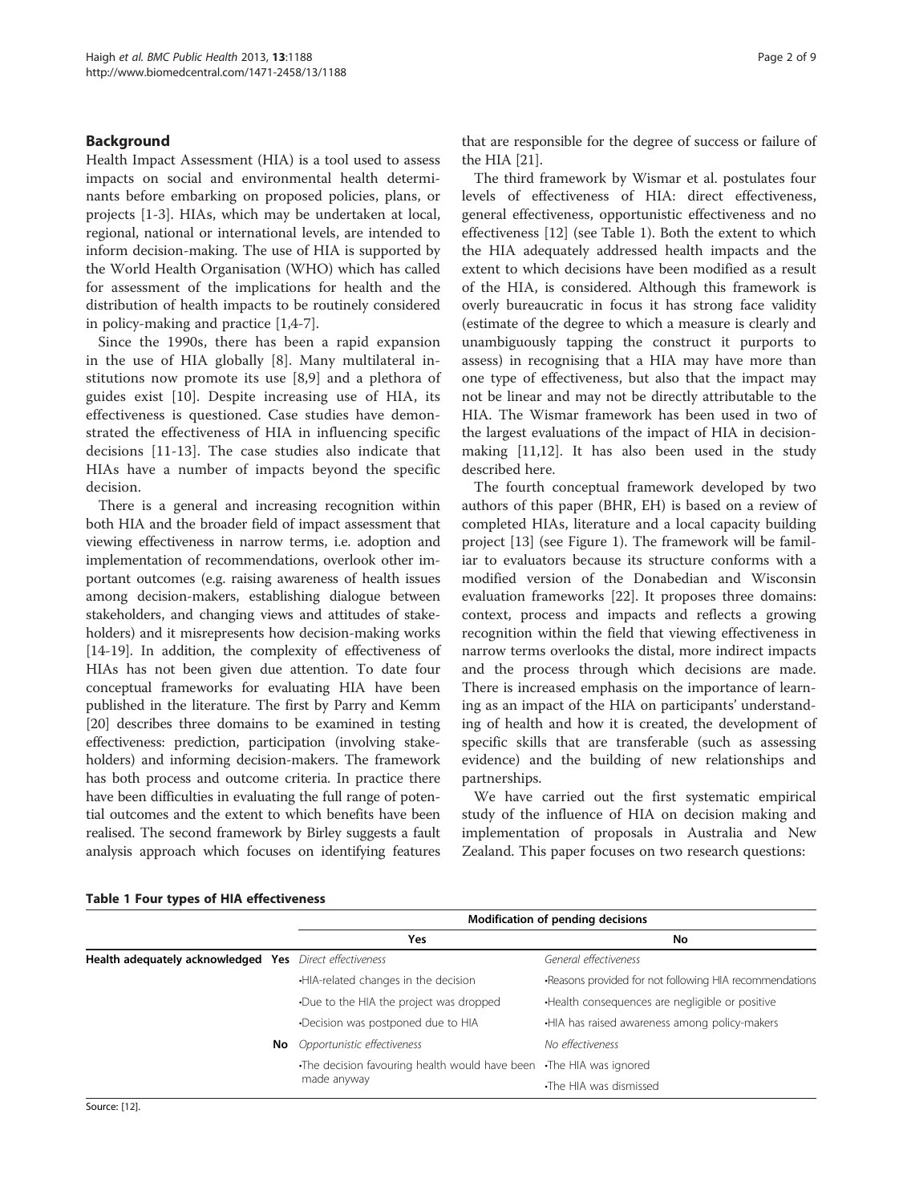## Background

Health Impact Assessment (HIA) is a tool used to assess impacts on social and environmental health determinants before embarking on proposed policies, plans, or projects [1-3]. HIAs, which may be undertaken at local, regional, national or international levels, are intended to inform decision-making. The use of HIA is supported by the World Health Organisation (WHO) which has called for assessment of the implications for health and the distribution of health impacts to be routinely considered in policy-making and practice [1,4-7].

Since the 1990s, there has been a rapid expansion in the use of HIA globally [8]. Many multilateral institutions now promote its use [8,9] and a plethora of guides exist [10]. Despite increasing use of HIA, its effectiveness is questioned. Case studies have demonstrated the effectiveness of HIA in influencing specific decisions [11-13]. The case studies also indicate that HIAs have a number of impacts beyond the specific decision.

There is a general and increasing recognition within both HIA and the broader field of impact assessment that viewing effectiveness in narrow terms, i.e. adoption and implementation of recommendations, overlook other important outcomes (e.g. raising awareness of health issues among decision-makers, establishing dialogue between stakeholders, and changing views and attitudes of stakeholders) and it misrepresents how decision-making works [14-19]. In addition, the complexity of effectiveness of HIAs has not been given due attention. To date four conceptual frameworks for evaluating HIA have been published in the literature. The first by Parry and Kemm [20] describes three domains to be examined in testing effectiveness: prediction, participation (involving stakeholders) and informing decision-makers. The framework has both process and outcome criteria. In practice there have been difficulties in evaluating the full range of potential outcomes and the extent to which benefits have been realised. The second framework by Birley suggests a fault analysis approach which focuses on identifying features that are responsible for the degree of success or failure of the HIA [21].

The third framework by Wismar et al. postulates four levels of effectiveness of HIA: direct effectiveness, general effectiveness, opportunistic effectiveness and no effectiveness [12] (see Table 1). Both the extent to which the HIA adequately addressed health impacts and the extent to which decisions have been modified as a result of the HIA, is considered. Although this framework is overly bureaucratic in focus it has strong face validity (estimate of the degree to which a measure is clearly and unambiguously tapping the construct it purports to assess) in recognising that a HIA may have more than one type of effectiveness, but also that the impact may not be linear and may not be directly attributable to the HIA. The Wismar framework has been used in two of the largest evaluations of the impact of HIA in decision-making [11,12]. It has also been used in the study described here.

The fourth conceptual framework developed by two authors of this paper (BHR, EH) is based on a review of completed HIAs, literature and a local capacity building project [13] (see Figure 1). The framework will be familiar to evaluators because its structure conforms with a modified version of the Donabedian and Wisconsin evaluation frameworks [22]. It proposes three domains: context, process and impacts and reflects a growing recognition within the field that viewing effectiveness in narrow terms overlooks the distal, more indirect impacts and the process through which decisions are made. There is increased emphasis on the importance of learning as an impact of the HIA on participants' understanding of health and how it is created, the development of specific skills that are transferable (such as assessing evidence) and the building of new relationships and partnerships.

We have carried out the first systematic empirical study of the influence of HIA on decision making and implementation of proposals in Australia and New Zealand. This paper focuses on two research questions:

**Table 1 Four types of HIA effectiveness**

| | | Modification of pending decisions | |
|---|---|---|---|
| | | **Yes** | **No** |
| **Health adequately acknowledged** | **Yes** | *Direct effectiveness*<br>•HIA-related changes in the decision<br>•Due to the HIA the project was dropped<br>•Decision was postponed due to HIA | *General effectiveness*<br>•Reasons provided for not following HIA recommendations<br>•Health consequences are negligible or positive<br>•HIA has raised awareness among policy-makers |
| | **No** | *Opportunistic effectiveness*<br>•The decision favouring health would have been made anyway | *No effectiveness*<br>•The HIA was ignored<br>•The HIA was dismissed |

Source: [12].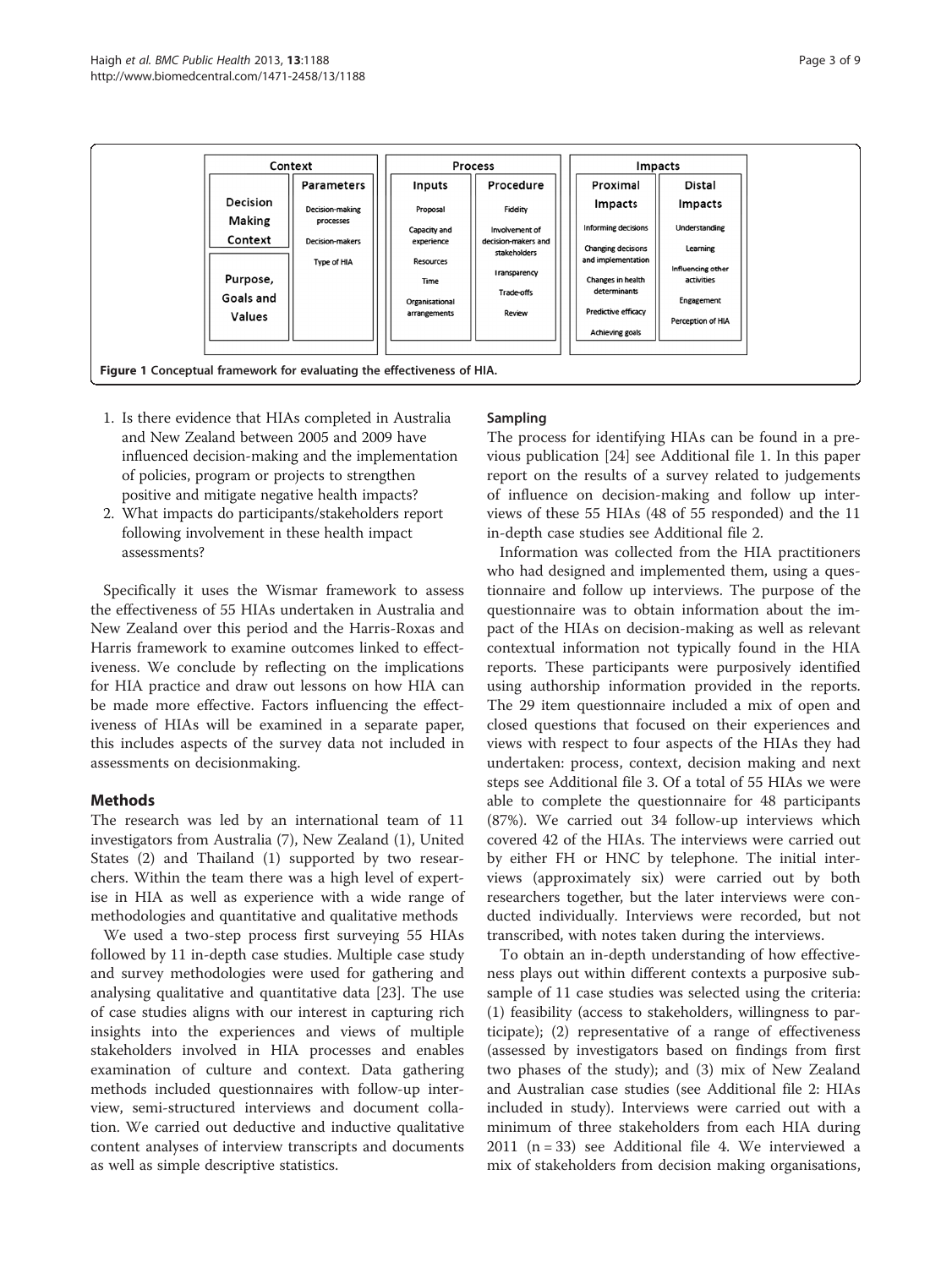| Context | | Process | | Impacts | |
|---|---|---|---|---|---|
| | Parameters | Inputs | Procedure | Proximal Impacts | Distal Impacts |
| Decision Making Context | Decision-making processes | Proposal | Fidelity | Informing decisions | Understanding |
| | Decision-makers | Capacity and experience | Involvement of decision-makers and stakeholders | Changing decisons and implementation | Learning |
| Purpose, Goals and Values | Type of HIA | Resources | Transparency | Changes in health determinants | Influencing other activities |
| | | Time | Trade-offs | Predictive efficacy | Engagement |
| | | Organisational arrangements | Review | Achieving goals | Perception of HIA |

**Figure 1 Conceptual framework for evaluating the effectiveness of HIA.**

1. Is there evidence that HIAs completed in Australia and New Zealand between 2005 and 2009 have influenced decision-making and the implementation of policies, program or projects to strengthen positive and mitigate negative health impacts?
2. What impacts do participants/stakeholders report following involvement in these health impact assessments?

Specifically it uses the Wismar framework to assess the effectiveness of 55 HIAs undertaken in Australia and New Zealand over this period and the Harris-Roxas and Harris framework to examine outcomes linked to effectiveness. We conclude by reflecting on the implications for HIA practice and draw out lessons on how HIA can be made more effective. Factors influencing the effectiveness of HIAs will be examined in a separate paper, this includes aspects of the survey data not included in assessments on decisionmaking.

## Methods

The research was led by an international team of 11 investigators from Australia (7), New Zealand (1), United States (2) and Thailand (1) supported by two researchers. Within the team there was a high level of expertise in HIA as well as experience with a wide range of methodologies and quantitative and qualitative methods

We used a two-step process first surveying 55 HIAs followed by 11 in-depth case studies. Multiple case study and survey methodologies were used for gathering and analysing qualitative and quantitative data [23]. The use of case studies aligns with our interest in capturing rich insights into the experiences and views of multiple stakeholders involved in HIA processes and enables examination of culture and context. Data gathering methods included questionnaires with follow-up interview, semi-structured interviews and document collation. We carried out deductive and inductive qualitative content analyses of interview transcripts and documents as well as simple descriptive statistics.

### Sampling

The process for identifying HIAs can be found in a previous publication [24] see Additional file 1. In this paper report on the results of a survey related to judgements of influence on decision-making and follow up interviews of these 55 HIAs (48 of 55 responded) and the 11 in-depth case studies see Additional file 2.

Information was collected from the HIA practitioners who had designed and implemented them, using a questionnaire and follow up interviews. The purpose of the questionnaire was to obtain information about the impact of the HIAs on decision-making as well as relevant contextual information not typically found in the HIA reports. These participants were purposively identified using authorship information provided in the reports. The 29 item questionnaire included a mix of open and closed questions that focused on their experiences and views with respect to four aspects of the HIAs they had undertaken: process, context, decision making and next steps see Additional file 3. Of a total of 55 HIAs we were able to complete the questionnaire for 48 participants (87%). We carried out 34 follow-up interviews which covered 42 of the HIAs. The interviews were carried out by either FH or HNC by telephone. The initial interviews (approximately six) were carried out by both researchers together, but the later interviews were conducted individually. Interviews were recorded, but not transcribed, with notes taken during the interviews.

To obtain an in-depth understanding of how effectiveness plays out within different contexts a purposive subsample of 11 case studies was selected using the criteria: (1) feasibility (access to stakeholders, willingness to participate); (2) representative of a range of effectiveness (assessed by investigators based on findings from first two phases of the study); and (3) mix of New Zealand and Australian case studies (see Additional file 2: HIAs included in study). Interviews were carried out with a minimum of three stakeholders from each HIA during 2011 (n = 33) see Additional file 4. We interviewed a mix of stakeholders from decision making organisations,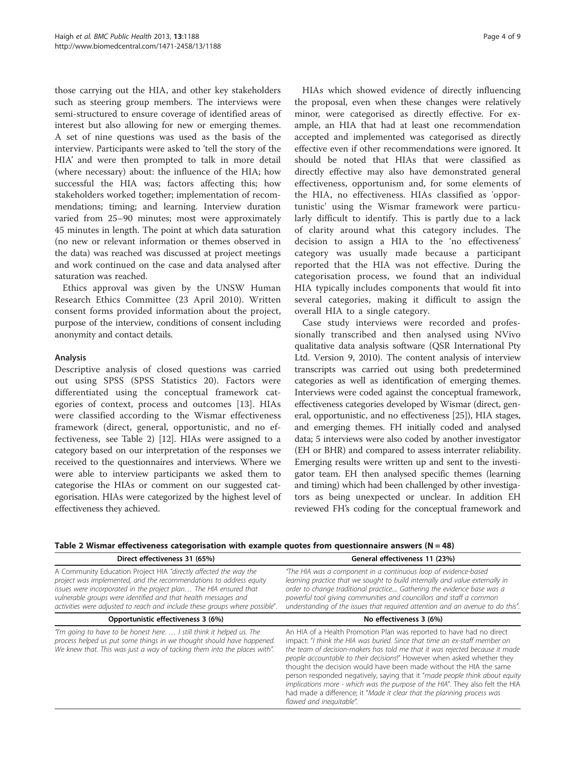those carrying out the HIA, and other key stakeholders such as steering group members. The interviews were semi-structured to ensure coverage of identified areas of interest but also allowing for new or emerging themes. A set of nine questions was used as the basis of the interview. Participants were asked to 'tell the story of the HIA' and were then prompted to talk in more detail (where necessary) about: the influence of the HIA; how successful the HIA was; factors affecting this; how stakeholders worked together; implementation of recommendations; timing; and learning. Interview duration varied from 25–90 minutes; most were approximately 45 minutes in length. The point at which data saturation (no new or relevant information or themes observed in the data) was reached was discussed at project meetings and work continued on the case and data analysed after saturation was reached.

Ethics approval was given by the UNSW Human Research Ethics Committee (23 April 2010). Written consent forms provided information about the project, purpose of the interview, conditions of consent including anonymity and contact details.

### Analysis

Descriptive analysis of closed questions was carried out using SPSS (SPSS Statistics 20). Factors were differentiated using the conceptual framework categories of context, process and outcomes [13]. HIAs were classified according to the Wismar effectiveness framework (direct, general, opportunistic, and no effectiveness, see Table 2) [12]. HIAs were assigned to a category based on our interpretation of the responses we received to the questionnaires and interviews. Where we were able to interview participants we asked them to categorise the HIAs or comment on our suggested categorisation. HIAs were categorized by the highest level of effectiveness they achieved.

HIAs which showed evidence of directly influencing the proposal, even when these changes were relatively minor, were categorised as directly effective. For example, an HIA that had at least one recommendation accepted and implemented was categorised as directly effective even if other recommendations were ignored. It should be noted that HIAs that were classified as directly effective may also have demonstrated general effectiveness, opportunism and, for some elements of the HIA, no effectiveness. HIAs classified as 'opportunistic' using the Wismar framework were particularly difficult to identify. This is partly due to a lack of clarity around what this category includes. The decision to assign a HIA to the 'no effectiveness' category was usually made because a participant reported that the HIA was not effective. During the categorisation process, we found that an individual HIA typically includes components that would fit into several categories, making it difficult to assign the overall HIA to a single category.

Case study interviews were recorded and professionally transcribed and then analysed using NVivo qualitative data analysis software (QSR International Pty Ltd. Version 9, 2010). The content analysis of interview transcripts was carried out using both predetermined categories as well as identification of emerging themes. Interviews were coded against the conceptual framework, effectiveness categories developed by Wismar (direct, general, opportunistic, and no effectiveness [25]), HIA stages, and emerging themes. FH initially coded and analysed data; 5 interviews were also coded by another investigator (EH or BHR) and compared to assess interrater reliability. Emerging results were written up and sent to the investigator team. EH then analysed specific themes (learning and timing) which had been challenged by other investigators as being unexpected or unclear. In addition EH reviewed FH's coding for the conceptual framework and

**Table 2 Wismar effectiveness categorisation with example quotes from questionnaire answers (N = 48)**

| Direct effectiveness 31 (65%) | General effectiveness 11 (23%) |
|---|---|
| A Community Education Project HIA *"directly affected the way the project was implemented, and the recommendations to address equity issues were incorporated in the project plan… The HIA ensured that vulnerable groups were identified and that health messages and activities were adjusted to reach and include these groups where possible"*. | *"The HIA was a component in a continuous loop of evidence-based learning practice that we sought to build internally and value externally in order to change traditional practice.... Gathering the evidence base was a powerful tool giving communities and councillors and staff a common understanding of the issues that required attention and an avenue to do this"*. |
| **Opportunistic effectiveness 3 (6%)** | **No effectiveness 3 (6%)** |
| *"I'm going to have to be honest here. … I still think it helped us. The process helped us put some things in we thought should have happened. We knew that. This was just a way of tacking them into the places with"*. | An HIA of a Health Promotion Plan was reported to have had no direct impact: "*I think the HIA was buried. Since that time an ex-staff member on the team of decision-makers has told me that it was rejected because it made people accountable to their decisions!*" However when asked whether they thought the decision would have been made without the HIA the same person responded negatively, saying that it "*made people think about equity implications more - which was the purpose of the HIA*". They also felt the HIA had made a difference; it "*Made it clear that the planning process was flawed and inequitable*". |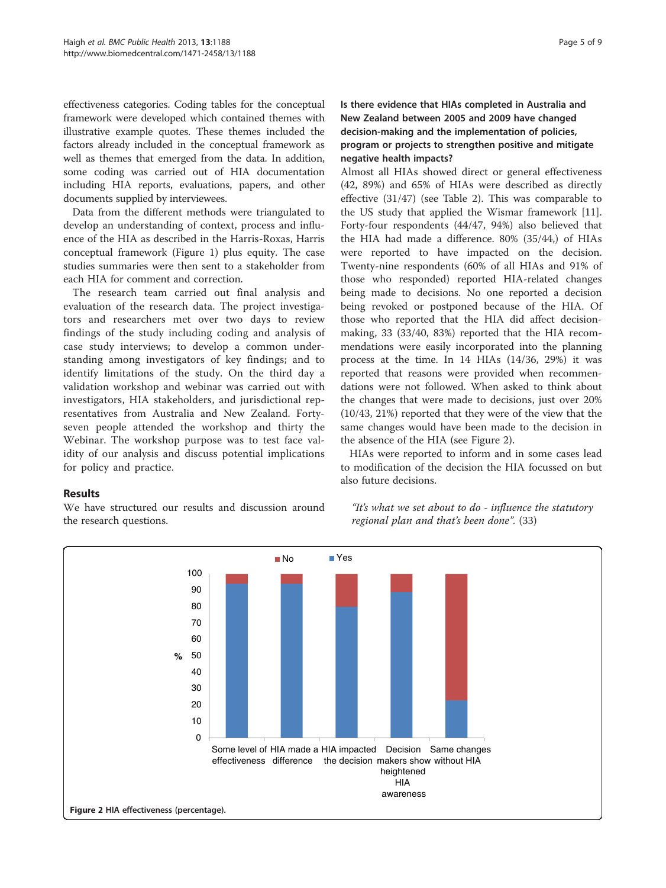effectiveness categories. Coding tables for the conceptual framework were developed which contained themes with illustrative example quotes. These themes included the factors already included in the conceptual framework as well as themes that emerged from the data. In addition, some coding was carried out of HIA documentation including HIA reports, evaluations, papers, and other documents supplied by interviewees.

Data from the different methods were triangulated to develop an understanding of context, process and influence of the HIA as described in the Harris-Roxas, Harris conceptual framework (Figure 1) plus equity. The case studies summaries were then sent to a stakeholder from each HIA for comment and correction.

The research team carried out final analysis and evaluation of the research data. The project investigators and researchers met over two days to review findings of the study including coding and analysis of case study interviews; to develop a common understanding among investigators of key findings; and to identify limitations of the study. On the third day a validation workshop and webinar was carried out with investigators, HIA stakeholders, and jurisdictional representatives from Australia and New Zealand. Forty-seven people attended the workshop and thirty the Webinar. The workshop purpose was to test face validity of our analysis and discuss potential implications for policy and practice.

## Results

We have structured our results and discussion around the research questions.

### Is there evidence that HIAs completed in Australia and New Zealand between 2005 and 2009 have changed decision-making and the implementation of policies, program or projects to strengthen positive and mitigate negative health impacts?

Almost all HIAs showed direct or general effectiveness (42, 89%) and 65% of HIAs were described as directly effective (31/47) (see Table 2). This was comparable to the US study that applied the Wismar framework [11]. Forty-four respondents (44/47, 94%) also believed that the HIA had made a difference. 80% (35/44,) of HIAs were reported to have impacted on the decision. Twenty-nine respondents (60% of all HIAs and 91% of those who responded) reported HIA-related changes being made to decisions. No one reported a decision being revoked or postponed because of the HIA. Of those who reported that the HIA did affect decision-making, 33 (33/40, 83%) reported that the HIA recommendations were easily incorporated into the planning process at the time. In 14 HIAs (14/36, 29%) it was reported that reasons were provided when recommendations were not followed. When asked to think about the changes that were made to decisions, just over 20% (10/43, 21%) reported that they were of the view that the same changes would have been made to the decision in the absence of the HIA (see Figure 2).

HIAs were reported to inform and in some cases lead to modification of the decision the HIA focussed on but also future decisions.

> *"It's what we set about to do - influence the statutory regional plan and that's been done".* (33)

**Figure 2** HIA effectiveness (percentage).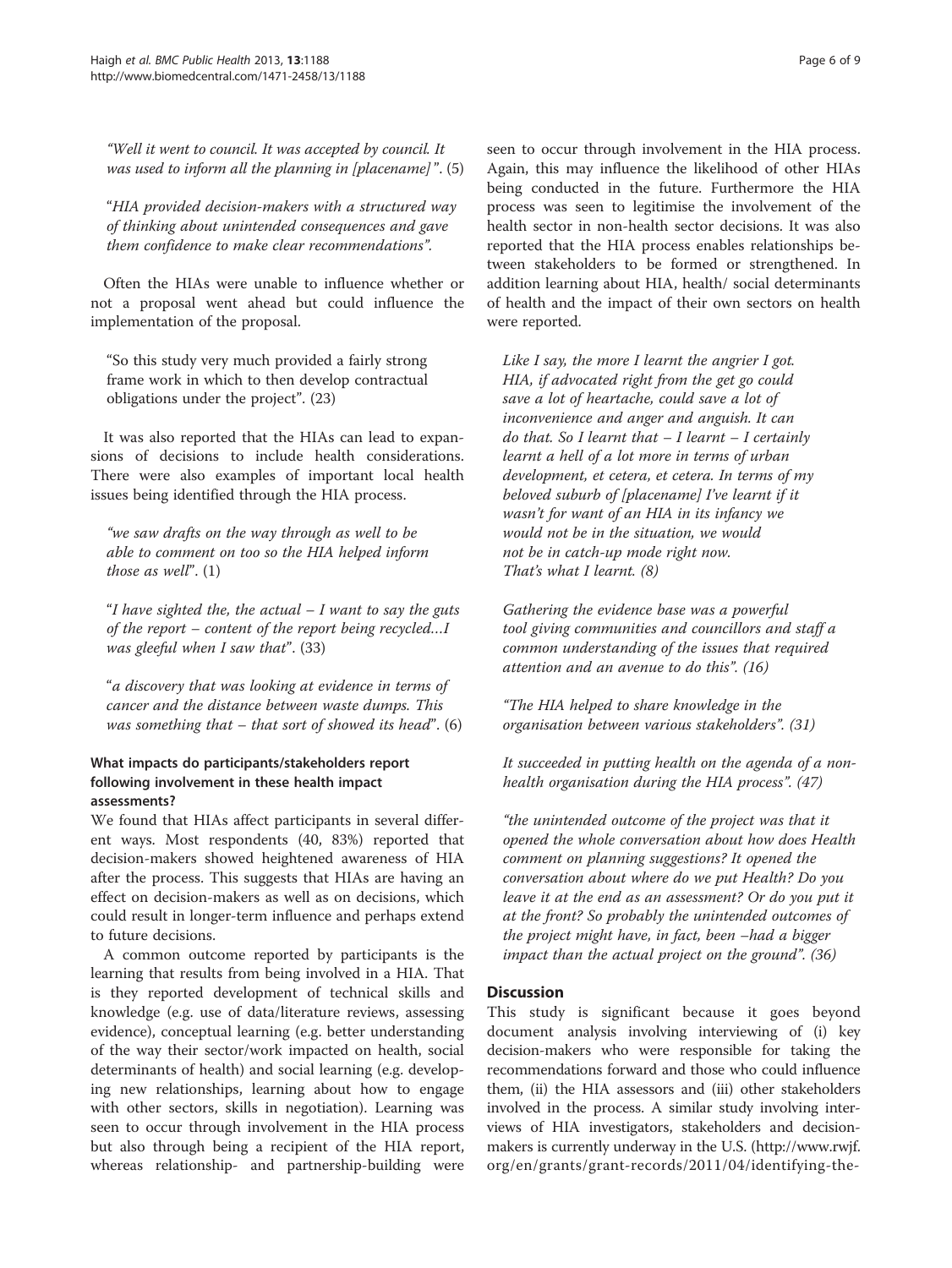*"Well it went to council. It was accepted by council. It was used to inform all the planning in [placename]"*. (5)

"*HIA provided decision-makers with a structured way of thinking about unintended consequences and gave them confidence to make clear recommendations"*.

Often the HIAs were unable to influence whether or not a proposal went ahead but could influence the implementation of the proposal.

"So this study very much provided a fairly strong frame work in which to then develop contractual obligations under the project". (23)

It was also reported that the HIAs can lead to expansions of decisions to include health considerations. There were also examples of important local health issues being identified through the HIA process.

*"we saw drafts on the way through as well to be able to comment on too so the HIA helped inform those as well*". (1)

"*I have sighted the, the actual – I want to say the guts of the report – content of the report being recycled…I was gleeful when I saw that*". (33)

"*a discovery that was looking at evidence in terms of cancer and the distance between waste dumps. This was something that – that sort of showed its head*". (6)

### What impacts do participants/stakeholders report following involvement in these health impact assessments?

We found that HIAs affect participants in several different ways. Most respondents (40, 83%) reported that decision-makers showed heightened awareness of HIA after the process. This suggests that HIAs are having an effect on decision-makers as well as on decisions, which could result in longer-term influence and perhaps extend to future decisions.

A common outcome reported by participants is the learning that results from being involved in a HIA. That is they reported development of technical skills and knowledge (e.g. use of data/literature reviews, assessing evidence), conceptual learning (e.g. better understanding of the way their sector/work impacted on health, social determinants of health) and social learning (e.g. developing new relationships, learning about how to engage with other sectors, skills in negotiation). Learning was seen to occur through involvement in the HIA process but also through being a recipient of the HIA report, whereas relationship- and partnership-building were seen to occur through involvement in the HIA process. Again, this may influence the likelihood of other HIAs being conducted in the future. Furthermore the HIA process was seen to legitimise the involvement of the health sector in non-health sector decisions. It was also reported that the HIA process enables relationships between stakeholders to be formed or strengthened. In addition learning about HIA, health/ social determinants of health and the impact of their own sectors on health were reported.

*Like I say, the more I learnt the angrier I got. HIA, if advocated right from the get go could save a lot of heartache, could save a lot of inconvenience and anger and anguish. It can do that. So I learnt that – I learnt – I certainly learnt a hell of a lot more in terms of urban development, et cetera, et cetera. In terms of my beloved suburb of [placename] I've learnt if it wasn't for want of an HIA in its infancy we would not be in the situation, we would not be in catch-up mode right now. That's what I learnt. (8)*

*Gathering the evidence base was a powerful tool giving communities and councillors and staff a common understanding of the issues that required attention and an avenue to do this". (16)*

*"The HIA helped to share knowledge in the organisation between various stakeholders". (31)*

*It succeeded in putting health on the agenda of a non-health organisation during the HIA process". (47)*

*"the unintended outcome of the project was that it opened the whole conversation about how does Health comment on planning suggestions? It opened the conversation about where do we put Health? Do you leave it at the end as an assessment? Or do you put it at the front? So probably the unintended outcomes of the project might have, in fact, been –had a bigger impact than the actual project on the ground". (36)*

## Discussion

This study is significant because it goes beyond document analysis involving interviewing of (i) key decision-makers who were responsible for taking the recommendations forward and those who could influence them, (ii) the HIA assessors and (iii) other stakeholders involved in the process. A similar study involving interviews of HIA investigators, stakeholders and decision-makers is currently underway in the U.S. (http://www.rwjf.org/en/grants/grant-records/2011/04/identifying-the-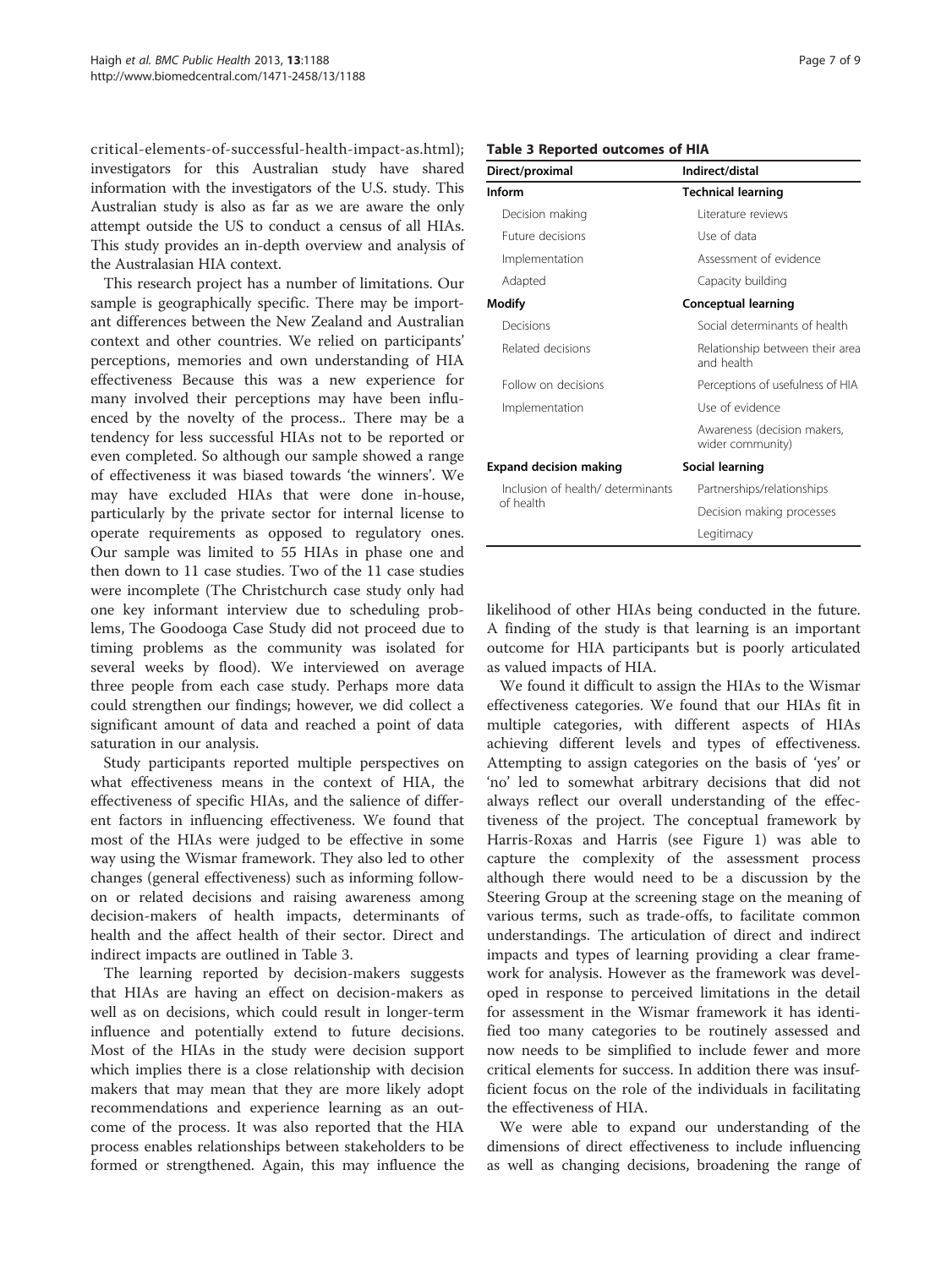critical-elements-of-successful-health-impact-as.html); investigators for this Australian study have shared information with the investigators of the U.S. study. This Australian study is also as far as we are aware the only attempt outside the US to conduct a census of all HIAs. This study provides an in-depth overview and analysis of the Australasian HIA context.

This research project has a number of limitations. Our sample is geographically specific. There may be important differences between the New Zealand and Australian context and other countries. We relied on participants' perceptions, memories and own understanding of HIA effectiveness Because this was a new experience for many involved their perceptions may have been influenced by the novelty of the process.. There may be a tendency for less successful HIAs not to be reported or even completed. So although our sample showed a range of effectiveness it was biased towards 'the winners'. We may have excluded HIAs that were done in-house, particularly by the private sector for internal license to operate requirements as opposed to regulatory ones. Our sample was limited to 55 HIAs in phase one and then down to 11 case studies. Two of the 11 case studies were incomplete (The Christchurch case study only had one key informant interview due to scheduling problems, The Goodooga Case Study did not proceed due to timing problems as the community was isolated for several weeks by flood). We interviewed on average three people from each case study. Perhaps more data could strengthen our findings; however, we did collect a significant amount of data and reached a point of data saturation in our analysis.

Study participants reported multiple perspectives on what effectiveness means in the context of HIA, the effectiveness of specific HIAs, and the salience of different factors in influencing effectiveness. We found that most of the HIAs were judged to be effective in some way using the Wismar framework. They also led to other changes (general effectiveness) such as informing follow-on or related decisions and raising awareness among decision-makers of health impacts, determinants of health and the affect health of their sector. Direct and indirect impacts are outlined in Table 3.

**Table 3 Reported outcomes of HIA**

| Direct/proximal | Indirect/distal |
|---|---|
| **Inform** | **Technical learning** |
| Decision making | Literature reviews |
| Future decisions | Use of data |
| Implementation | Assessment of evidence |
| Adapted | Capacity building |
| **Modify** | **Conceptual learning** |
| Decisions | Social determinants of health |
| Related decisions | Relationship between their area and health |
| Follow on decisions | Perceptions of usefulness of HIA |
| Implementation | Use of evidence |
| | Awareness (decision makers, wider community) |
| **Expand decision making** | **Social learning** |
| Inclusion of health/ determinants of health | Partnerships/relationships |
| | Decision making processes |
| | Legitimacy |

The learning reported by decision-makers suggests that HIAs are having an effect on decision-makers as well as on decisions, which could result in longer-term influence and potentially extend to future decisions. Most of the HIAs in the study were decision support which implies there is a close relationship with decision makers that may mean that they are more likely adopt recommendations and experience learning as an outcome of the process. It was also reported that the HIA process enables relationships between stakeholders to be formed or strengthened. Again, this may influence the likelihood of other HIAs being conducted in the future. A finding of the study is that learning is an important outcome for HIA participants but is poorly articulated as valued impacts of HIA.

We found it difficult to assign the HIAs to the Wismar effectiveness categories. We found that our HIAs fit in multiple categories, with different aspects of HIAs achieving different levels and types of effectiveness. Attempting to assign categories on the basis of 'yes' or 'no' led to somewhat arbitrary decisions that did not always reflect our overall understanding of the effectiveness of the project. The conceptual framework by Harris-Roxas and Harris (see Figure 1) was able to capture the complexity of the assessment process although there would need to be a discussion by the Steering Group at the screening stage on the meaning of various terms, such as trade-offs, to facilitate common understandings. The articulation of direct and indirect impacts and types of learning providing a clear framework for analysis. However as the framework was developed in response to perceived limitations in the detail for assessment in the Wismar framework it has identified too many categories to be routinely assessed and now needs to be simplified to include fewer and more critical elements for success. In addition there was insufficient focus on the role of the individuals in facilitating the effectiveness of HIA.

We were able to expand our understanding of the dimensions of direct effectiveness to include influencing as well as changing decisions, broadening the range of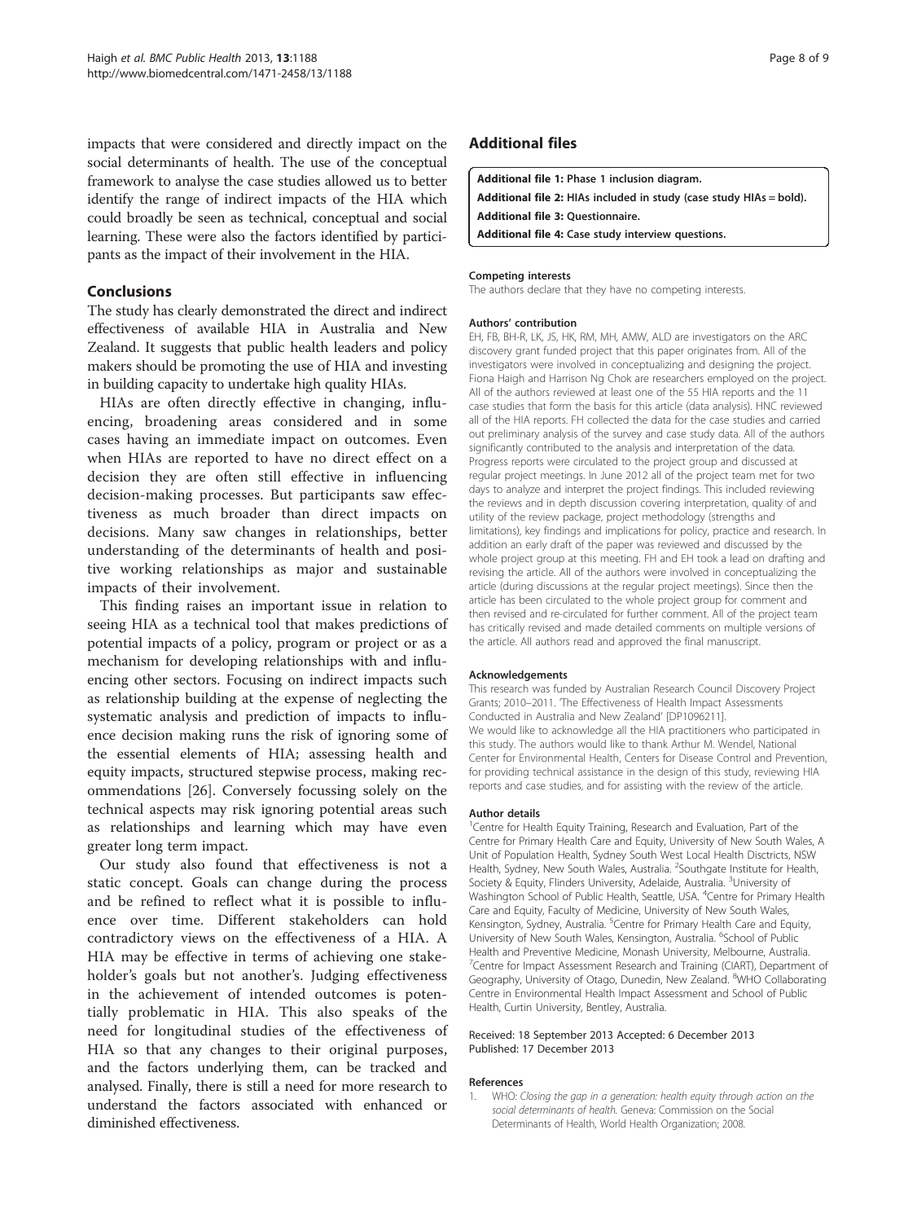impacts that were considered and directly impact on the social determinants of health. The use of the conceptual framework to analyse the case studies allowed us to better identify the range of indirect impacts of the HIA which could broadly be seen as technical, conceptual and social learning. These were also the factors identified by participants as the impact of their involvement in the HIA.

## Conclusions

The study has clearly demonstrated the direct and indirect effectiveness of available HIA in Australia and New Zealand. It suggests that public health leaders and policy makers should be promoting the use of HIA and investing in building capacity to undertake high quality HIAs.

HIAs are often directly effective in changing, influencing, broadening areas considered and in some cases having an immediate impact on outcomes. Even when HIAs are reported to have no direct effect on a decision they are often still effective in influencing decision-making processes. But participants saw effectiveness as much broader than direct impacts on decisions. Many saw changes in relationships, better understanding of the determinants of health and positive working relationships as major and sustainable impacts of their involvement.

This finding raises an important issue in relation to seeing HIA as a technical tool that makes predictions of potential impacts of a policy, program or project or as a mechanism for developing relationships with and influencing other sectors. Focusing on indirect impacts such as relationship building at the expense of neglecting the systematic analysis and prediction of impacts to influence decision making runs the risk of ignoring some of the essential elements of HIA; assessing health and equity impacts, structured stepwise process, making recommendations [26]. Conversely focussing solely on the technical aspects may risk ignoring potential areas such as relationships and learning which may have even greater long term impact.

Our study also found that effectiveness is not a static concept. Goals can change during the process and be refined to reflect what it is possible to influence over time. Different stakeholders can hold contradictory views on the effectiveness of a HIA. A HIA may be effective in terms of achieving one stakeholder's goals but not another's. Judging effectiveness in the achievement of intended outcomes is potentially problematic in HIA. This also speaks of the need for longitudinal studies of the effectiveness of HIA so that any changes to their original purposes, and the factors underlying them, can be tracked and analysed. Finally, there is still a need for more research to understand the factors associated with enhanced or diminished effectiveness.

## Additional files

**Additional file 1: Phase 1 inclusion diagram.**
**Additional file 2: HIAs included in study (case study HIAs = bold).**
**Additional file 3: Questionnaire.**
**Additional file 4: Case study interview questions.**

#### Competing interests

The authors declare that they have no competing interests.

#### Authors' contribution

EH, FB, BH-R, LK, JS, HK, RM, MH, AMW, ALD are investigators on the ARC discovery grant funded project that this paper originates from. All of the investigators were involved in conceptualizing and designing the project. Fiona Haigh and Harrison Ng Chok are researchers employed on the project. All of the authors reviewed at least one of the 55 HIA reports and the 11 case studies that form the basis for this article (data analysis). HNC reviewed all of the HIA reports. FH collected the data for the case studies and carried out preliminary analysis of the survey and case study data. All of the authors significantly contributed to the analysis and interpretation of the data. Progress reports were circulated to the project group and discussed at regular project meetings. In June 2012 all of the project team met for two days to analyze and interpret the project findings. This included reviewing the reviews and in depth discussion covering interpretation, quality of and utility of the review package, project methodology (strengths and limitations), key findings and implications for policy, practice and research. In addition an early draft of the paper was reviewed and discussed by the whole project group at this meeting. FH and EH took a lead on drafting and revising the article. All of the authors were involved in conceptualizing the article (during discussions at the regular project meetings). Since then the article has been circulated to the whole project group for comment and then revised and re-circulated for further comment. All of the project team has critically revised and made detailed comments on multiple versions of the article. All authors read and approved the final manuscript.

#### Acknowledgements

This research was funded by Australian Research Council Discovery Project Grants; 2010–2011. 'The Effectiveness of Health Impact Assessments Conducted in Australia and New Zealand' [DP1096211].
We would like to acknowledge all the HIA practitioners who participated in this study. The authors would like to thank Arthur M. Wendel, National Center for Environmental Health, Centers for Disease Control and Prevention, for providing technical assistance in the design of this study, reviewing HIA reports and case studies, and for assisting with the review of the article.

#### Author details

[1]Centre for Health Equity Training, Research and Evaluation, Part of the Centre for Primary Health Care and Equity, University of New South Wales, A Unit of Population Health, Sydney South West Local Health Disctricts, NSW Health, Sydney, New South Wales, Australia. [2]Southgate Institute for Health, Society & Equity, Flinders University, Adelaide, Australia. [3]University of Washington School of Public Health, Seattle, USA. [4]Centre for Primary Health Care and Equity, Faculty of Medicine, University of New South Wales, Kensington, Sydney, Australia. [5]Centre for Primary Health Care and Equity, University of New South Wales, Kensington, Australia. [6]School of Public Health and Preventive Medicine, Monash University, Melbourne, Australia. [7]Centre for Impact Assessment Research and Training (CIART), Department of Geography, University of Otago, Dunedin, New Zealand. [8]WHO Collaborating Centre in Environmental Health Impact Assessment and School of Public Health, Curtin University, Bentley, Australia.

Received: 18 September 2013 Accepted: 6 December 2013
Published: 17 December 2013

#### References

1. WHO: *Closing the gap in a generation: health equity through action on the social determinants of health.* Geneva: Commission on the Social Determinants of Health, World Health Organization; 2008.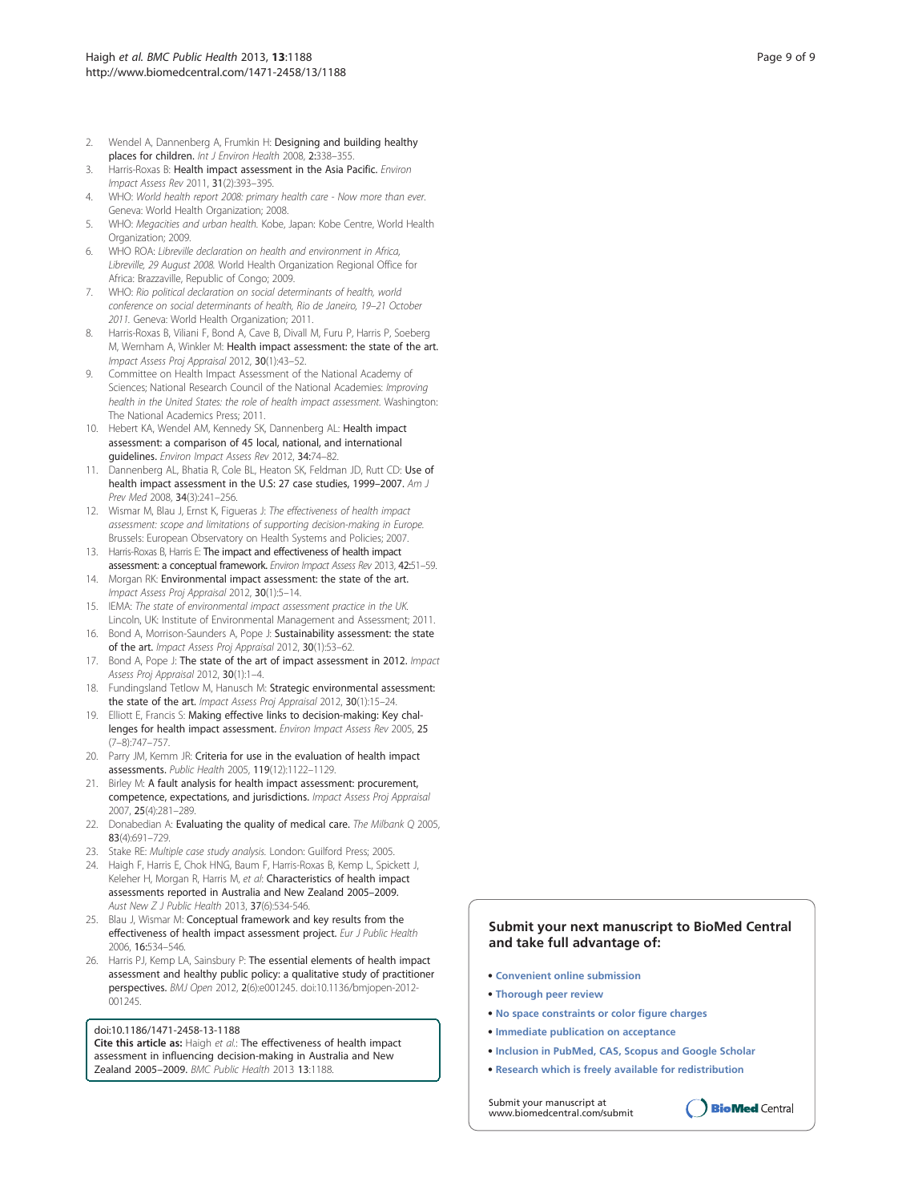2. Wendel A, Dannenberg A, Frumkin H: **Designing and building healthy places for children.** *Int J Environ Health* 2008, **2**:338–355.
3. Harris-Roxas B: **Health impact assessment in the Asia Pacific.** *Environ Impact Assess Rev* 2011, **31**(2):393–395.
4. WHO: *World health report 2008: primary health care - Now more than ever.* Geneva: World Health Organization; 2008.
5. WHO: *Megacities and urban health.* Kobe, Japan: Kobe Centre, World Health Organization; 2009.
6. WHO ROA: *Libreville declaration on health and environment in Africa, Libreville, 29 August 2008.* World Health Organization Regional Office for Africa: Brazzaville, Republic of Congo; 2009.
7. WHO: *Rio political declaration on social determinants of health, world conference on social determinants of health, Rio de Janeiro, 19–21 October 2011.* Geneva: World Health Organization; 2011.
8. Harris-Roxas B, Viliani F, Bond A, Cave B, Divall M, Furu P, Harris P, Soeberg M, Wernham A, Winkler M: **Health impact assessment: the state of the art.** *Impact Assess Proj Appraisal* 2012, **30**(1):43–52.
9. Committee on Health Impact Assessment of the National Academy of Sciences; National Research Council of the National Academies: *Improving health in the United States: the role of health impact assessment.* Washington: The National Academics Press; 2011.
10. Hebert KA, Wendel AM, Kennedy SK, Dannenberg AL: **Health impact assessment: a comparison of 45 local, national, and international guidelines.** *Environ Impact Assess Rev* 2012, **34**:74–82.
11. Dannenberg AL, Bhatia R, Cole BL, Heaton SK, Feldman JD, Rutt CD: **Use of health impact assessment in the U.S: 27 case studies, 1999–2007.** *Am J Prev Med* 2008, **34**(3):241–256.
12. Wismar M, Blau J, Ernst K, Figueras J: *The effectiveness of health impact assessment: scope and limitations of supporting decision-making in Europe.* Brussels: European Observatory on Health Systems and Policies; 2007.
13. Harris-Roxas B, Harris E: **The impact and effectiveness of health impact assessment: a conceptual framework.** *Environ Impact Assess Rev* 2013, **42**:51–59.
14. Morgan RK: **Environmental impact assessment: the state of the art.** *Impact Assess Proj Appraisal* 2012, **30**(1):5–14.
15. IEMA: *The state of environmental impact assessment practice in the UK.* Lincoln, UK: Institute of Environmental Management and Assessment; 2011.
16. Bond A, Morrison-Saunders A, Pope J: **Sustainability assessment: the state of the art.** *Impact Assess Proj Appraisal* 2012, **30**(1):53–62.
17. Bond A, Pope J: **The state of the art of impact assessment in 2012.** *Impact Assess Proj Appraisal* 2012, **30**(1):1–4.
18. Fundingsland Tetlow M, Hanusch M: **Strategic environmental assessment: the state of the art.** *Impact Assess Proj Appraisal* 2012, **30**(1):15–24.
19. Elliott E, Francis S: **Making effective links to decision-making: Key challenges for health impact assessment.** *Environ Impact Assess Rev* 2005, **25** (7–8):747–757.
20. Parry JM, Kemm JR: **Criteria for use in the evaluation of health impact assessments.** *Public Health* 2005, **119**(12):1122–1129.
21. Birley M: **A fault analysis for health impact assessment: procurement, competence, expectations, and jurisdictions.** *Impact Assess Proj Appraisal* 2007, **25**(4):281–289.
22. Donabedian A: **Evaluating the quality of medical care.** *The Milbank Q* 2005, **83**(4):691–729.
23. Stake RE: *Multiple case study analysis.* London: Guilford Press; 2005.
24. Haigh F, Harris E, Chok HNG, Baum F, Harris-Roxas B, Kemp L, Spickett J, Keleher H, Morgan R, Harris M, *et al*: **Characteristics of health impact assessments reported in Australia and New Zealand 2005–2009.** *Aust New Z J Public Health* 2013, **37**(6):534-546.
25. Blau J, Wismar M: **Conceptual framework and key results from the effectiveness of health impact assessment project.** *Eur J Public Health* 2006, **16**:534–546.
26. Harris PJ, Kemp LA, Sainsbury P: **The essential elements of health impact assessment and healthy public policy: a qualitative study of practitioner perspectives.** *BMJ Open* 2012, **2**(6):e001245. doi:10.1136/bmjopen-2012-001245.

doi:10.1186/1471-2458-13-1188

**Cite this article as:** Haigh *et al.*: The effectiveness of health impact assessment in influencing decision-making in Australia and New Zealand 2005–2009. *BMC Public Health* 2013 **13**:1188.

**Submit your next manuscript to BioMed Central and take full advantage of:**

- **Convenient online submission**
- **Thorough peer review**
- **No space constraints or color figure charges**
- **Immediate publication on acceptance**
- **Inclusion in PubMed, CAS, Scopus and Google Scholar**
- **Research which is freely available for redistribution**

Submit your manuscript at www.biomedcentral.com/submit

BioMed Central